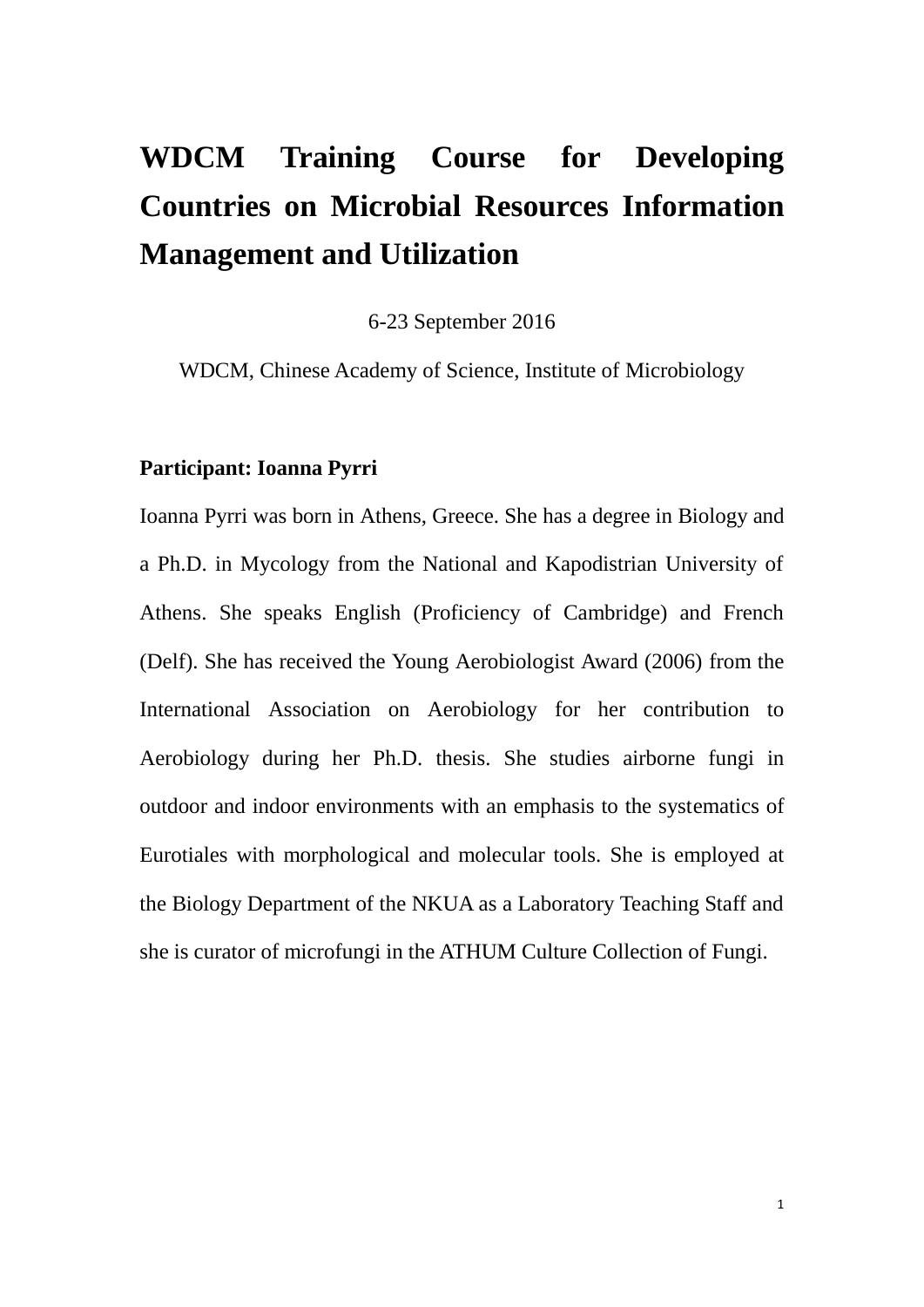# WDCM Training Course for Developing Countries on Microbial Resources Information Management and Utilization

6-23 September 2016

WDCM, Chinese Academy of Science, Institute of Microbiology

**Participant: Ioanna Pyrri**

Ioanna Pyrri was born in Athens, Greece. She has a degree in Biology and a Ph.D. in Mycology from the National and Kapodistrian University of Athens. She speaks English (Proficiency of Cambridge) and French (Delf). She has received the Young Aerobiologist Award (2006) from the International Association on Aerobiology for her contribution to Aerobiology during her Ph.D. thesis. She studies airborne fungi in outdoor and indoor environments with an emphasis to the systematics of Eurotiales with morphological and molecular tools. She is employed at the Biology Department of the NKUA as a Laboratory Teaching Staff and she is curator of microfungi in the ATHUM Culture Collection of Fungi.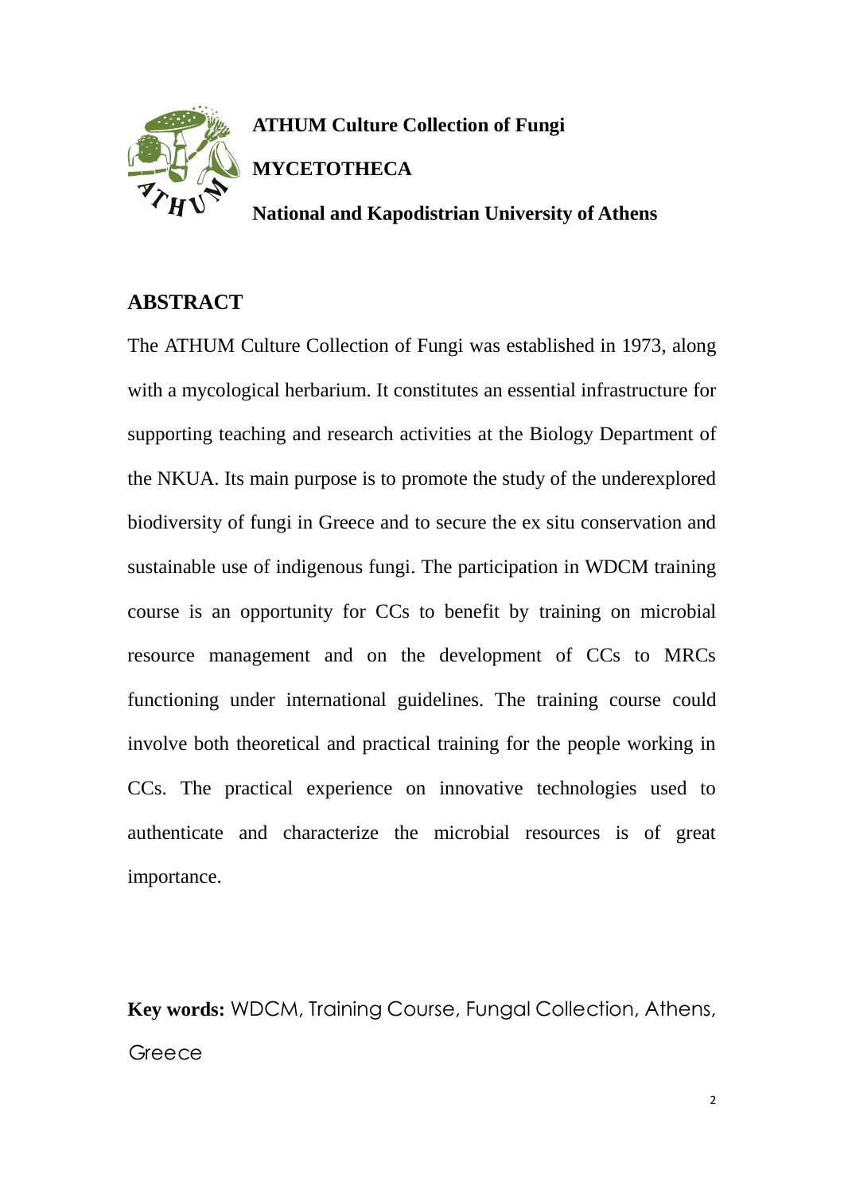**ATHUM Culture Collection of Fungi**

**MYCETOTHECA**

**National and Kapodistrian University of Athens**

## ABSTRACT

The ATHUM Culture Collection of Fungi was established in 1973, along with a mycological herbarium. It constitutes an essential infrastructure for supporting teaching and research activities at the Biology Department of the NKUA. Its main purpose is to promote the study of the underexplored biodiversity of fungi in Greece and to secure the ex situ conservation and sustainable use of indigenous fungi. The participation in WDCM training course is an opportunity for CCs to benefit by training on microbial resource management and on the development of CCs to MRCs functioning under international guidelines. The training course could involve both theoretical and practical training for the people working in CCs. The practical experience on innovative technologies used to authenticate and characterize the microbial resources is of great importance.

**Key words:** WDCM, Training Course, Fungal Collection, Athens, Greece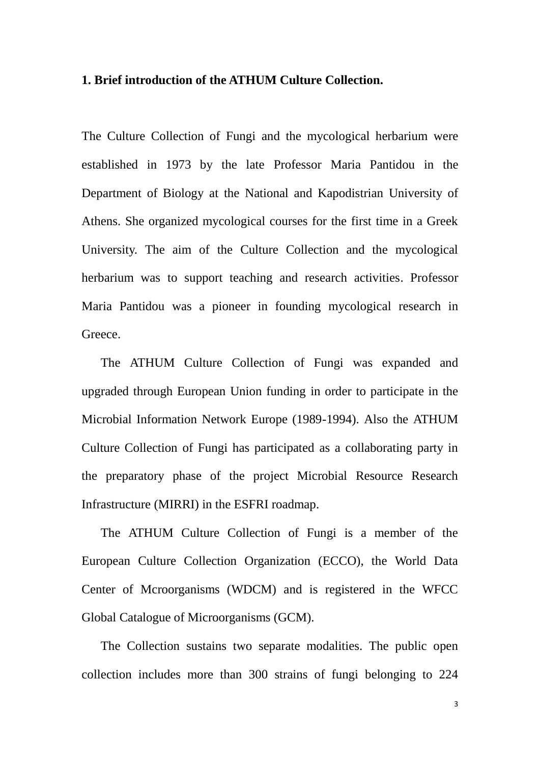## 1. Brief introduction of the ATHUM Culture Collection.

The Culture Collection of Fungi and the mycological herbarium were established in 1973 by the late Professor Maria Pantidou in the Department of Biology at the National and Kapodistrian University of Athens. She organized mycological courses for the first time in a Greek University. The aim of the Culture Collection and the mycological herbarium was to support teaching and research activities. Professor Maria Pantidou was a pioneer in founding mycological research in Greece.

The ATHUM Culture Collection of Fungi was expanded and upgraded through European Union funding in order to participate in the Microbial Information Network Europe (1989-1994). Also the ATHUM Culture Collection of Fungi has participated as a collaborating party in the preparatory phase of the project Microbial Resource Research Infrastructure (MIRRI) in the ESFRI roadmap.

The ATHUM Culture Collection of Fungi is a member of the European Culture Collection Organization (ECCO), the World Data Center of Mcroorganisms (WDCM) and is registered in the WFCC Global Catalogue of Microorganisms (GCM).

The Collection sustains two separate modalities. The public open collection includes more than 300 strains of fungi belonging to 224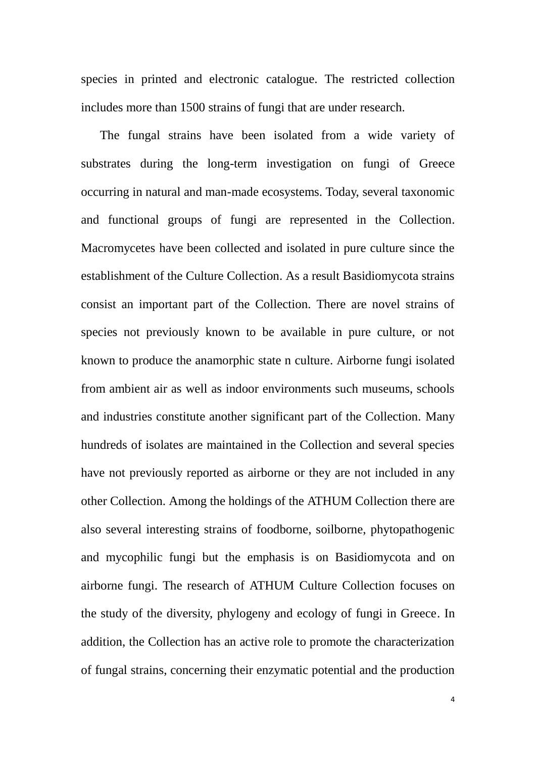species in printed and electronic catalogue. The restricted collection includes more than 1500 strains of fungi that are under research.

The fungal strains have been isolated from a wide variety of substrates during the long-term investigation on fungi of Greece occurring in natural and man-made ecosystems. Today, several taxonomic and functional groups of fungi are represented in the Collection. Macromycetes have been collected and isolated in pure culture since the establishment of the Culture Collection. As a result Basidiomycota strains consist an important part of the Collection. There are novel strains of species not previously known to be available in pure culture, or not known to produce the anamorphic state n culture. Airborne fungi isolated from ambient air as well as indoor environments such museums, schools and industries constitute another significant part of the Collection. Many hundreds of isolates are maintained in the Collection and several species have not previously reported as airborne or they are not included in any other Collection. Among the holdings of the ATHUM Collection there are also several interesting strains of foodborne, soilborne, phytopathogenic and mycophilic fungi but the emphasis is on Basidiomycota and on airborne fungi. The research of ATHUM Culture Collection focuses on the study of the diversity, phylogeny and ecology of fungi in Greece. In addition, the Collection has an active role to promote the characterization of fungal strains, concerning their enzymatic potential and the production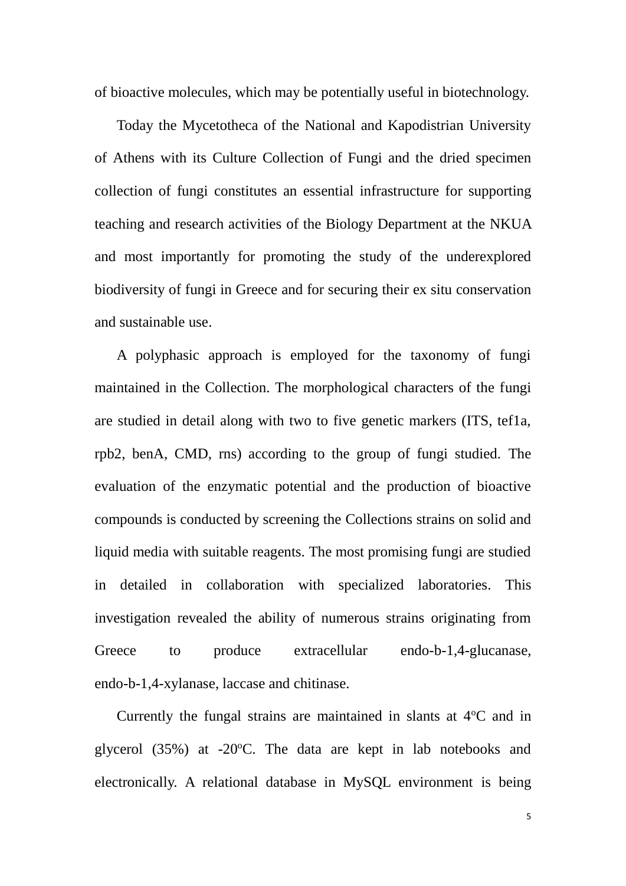of bioactive molecules, which may be potentially useful in biotechnology.

Today the Mycetotheca of the National and Kapodistrian University of Athens with its Culture Collection of Fungi and the dried specimen collection of fungi constitutes an essential infrastructure for supporting teaching and research activities of the Biology Department at the NKUA and most importantly for promoting the study of the underexplored biodiversity of fungi in Greece and for securing their ex situ conservation and sustainable use.

A polyphasic approach is employed for the taxonomy of fungi maintained in the Collection. The morphological characters of the fungi are studied in detail along with two to five genetic markers (ITS, tef1a, rpb2, benA, CMD, rns) according to the group of fungi studied. The evaluation of the enzymatic potential and the production of bioactive compounds is conducted by screening the Collections strains on solid and liquid media with suitable reagents. The most promising fungi are studied in detailed in collaboration with specialized laboratories. This investigation revealed the ability of numerous strains originating from Greece to produce extracellular endo-b-1,4-glucanase, endo-b-1,4-xylanase, laccase and chitinase.

Currently the fungal strains are maintained in slants at 4$^{o}$C and in glycerol (35%) at -20$^{o}$C. The data are kept in lab notebooks and electronically. A relational database in MySQL environment is being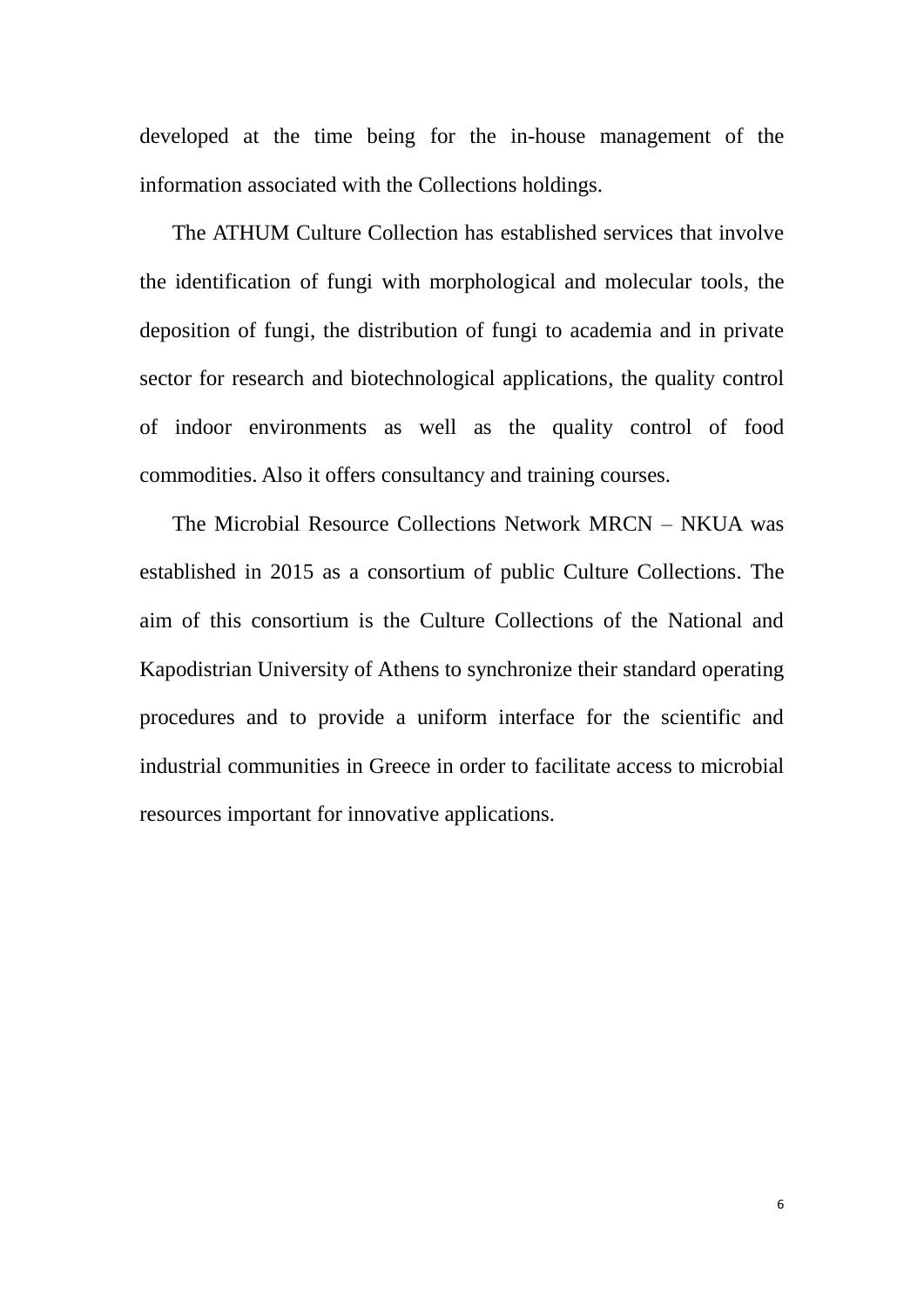developed at the time being for the in-house management of the information associated with the Collections holdings.

The ATHUM Culture Collection has established services that involve the identification of fungi with morphological and molecular tools, the deposition of fungi, the distribution of fungi to academia and in private sector for research and biotechnological applications, the quality control of indoor environments as well as the quality control of food commodities. Also it offers consultancy and training courses.

The Microbial Resource Collections Network MRCN – NKUA was established in 2015 as a consortium of public Culture Collections. The aim of this consortium is the Culture Collections of the National and Kapodistrian University of Athens to synchronize their standard operating procedures and to provide a uniform interface for the scientific and industrial communities in Greece in order to facilitate access to microbial resources important for innovative applications.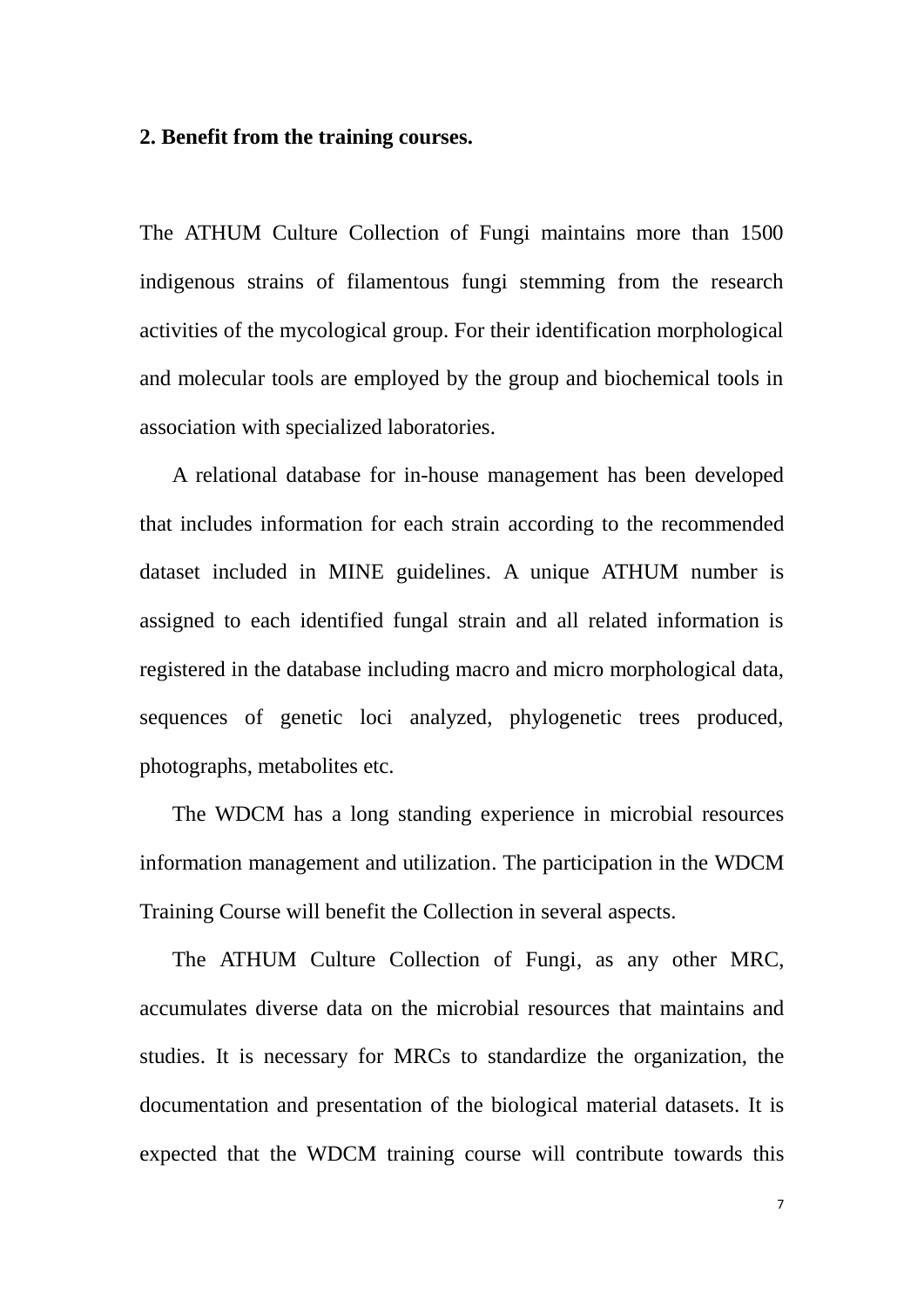## 2. Benefit from the training courses.

The ATHUM Culture Collection of Fungi maintains more than 1500 indigenous strains of filamentous fungi stemming from the research activities of the mycological group. For their identification morphological and molecular tools are employed by the group and biochemical tools in association with specialized laboratories.

A relational database for in-house management has been developed that includes information for each strain according to the recommended dataset included in MINE guidelines. A unique ATHUM number is assigned to each identified fungal strain and all related information is registered in the database including macro and micro morphological data, sequences of genetic loci analyzed, phylogenetic trees produced, photographs, metabolites etc.

The WDCM has a long standing experience in microbial resources information management and utilization. The participation in the WDCM Training Course will benefit the Collection in several aspects.

The ATHUM Culture Collection of Fungi, as any other MRC, accumulates diverse data on the microbial resources that maintains and studies. It is necessary for MRCs to standardize the organization, the documentation and presentation of the biological material datasets. It is expected that the WDCM training course will contribute towards this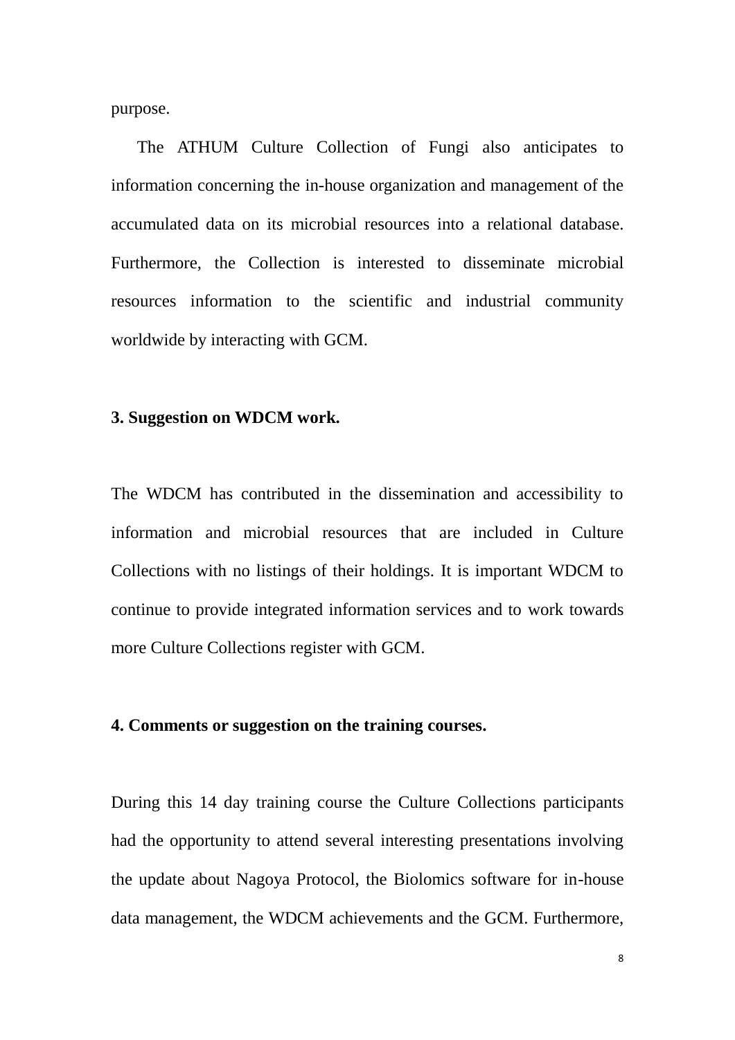purpose.

The ATHUM Culture Collection of Fungi also anticipates to information concerning the in-house organization and management of the accumulated data on its microbial resources into a relational database. Furthermore, the Collection is interested to disseminate microbial resources information to the scientific and industrial community worldwide by interacting with GCM.

**3. Suggestion on WDCM work.**

The WDCM has contributed in the dissemination and accessibility to information and microbial resources that are included in Culture Collections with no listings of their holdings. It is important WDCM to continue to provide integrated information services and to work towards more Culture Collections register with GCM.

**4. Comments or suggestion on the training courses.**

During this 14 day training course the Culture Collections participants had the opportunity to attend several interesting presentations involving the update about Nagoya Protocol, the Biolomics software for in-house data management, the WDCM achievements and the GCM. Furthermore,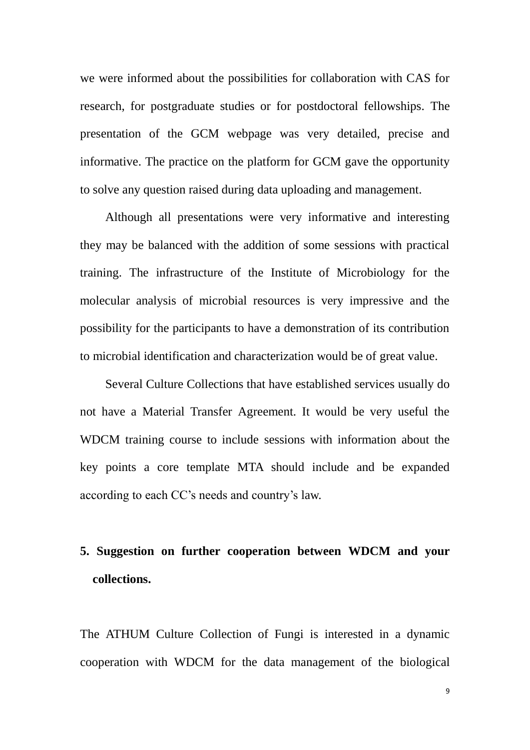we were informed about the possibilities for collaboration with CAS for research, for postgraduate studies or for postdoctoral fellowships. The presentation of the GCM webpage was very detailed, precise and informative. The practice on the platform for GCM gave the opportunity to solve any question raised during data uploading and management.

Although all presentations were very informative and interesting they may be balanced with the addition of some sessions with practical training. The infrastructure of the Institute of Microbiology for the molecular analysis of microbial resources is very impressive and the possibility for the participants to have a demonstration of its contribution to microbial identification and characterization would be of great value.

Several Culture Collections that have established services usually do not have a Material Transfer Agreement. It would be very useful the WDCM training course to include sessions with information about the key points a core template MTA should include and be expanded according to each CC's needs and country's law.

## 5. Suggestion on further cooperation between WDCM and your collections.

The ATHUM Culture Collection of Fungi is interested in a dynamic cooperation with WDCM for the data management of the biological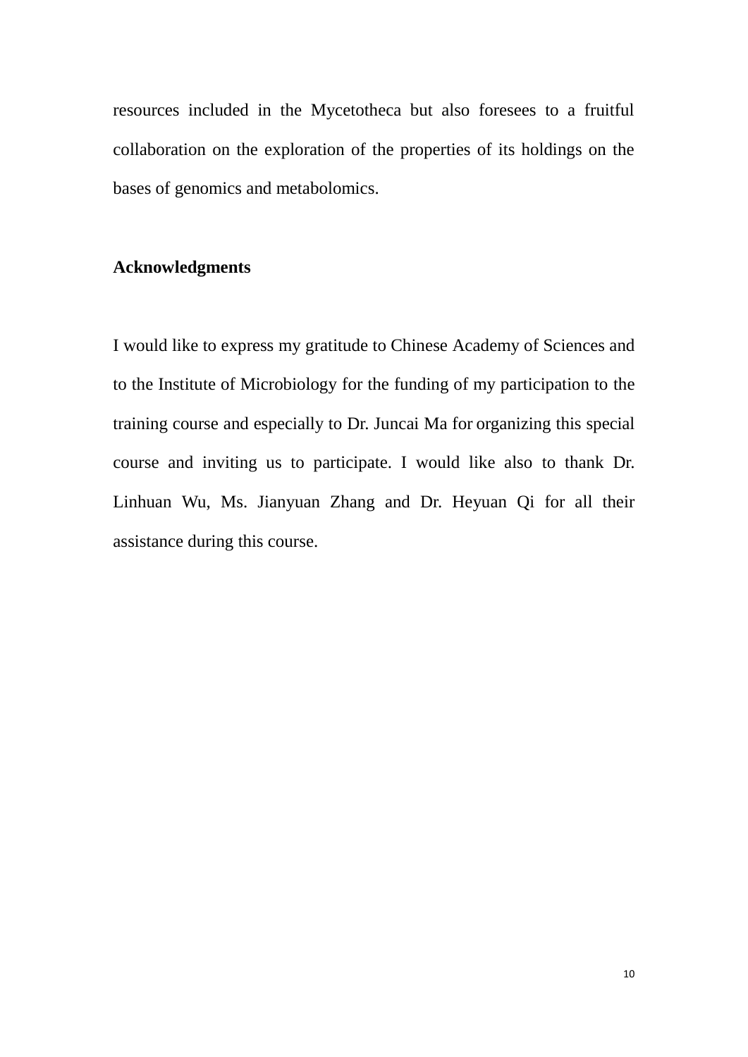resources included in the Mycetotheca but also foresees to a fruitful collaboration on the exploration of the properties of its holdings on the bases of genomics and metabolomics.

## Acknowledgments

I would like to express my gratitude to Chinese Academy of Sciences and to the Institute of Microbiology for the funding of my participation to the training course and especially to Dr. Juncai Ma for organizing this special course and inviting us to participate. I would like also to thank Dr. Linhuan Wu, Ms. Jianyuan Zhang and Dr. Heyuan Qi for all their assistance during this course.